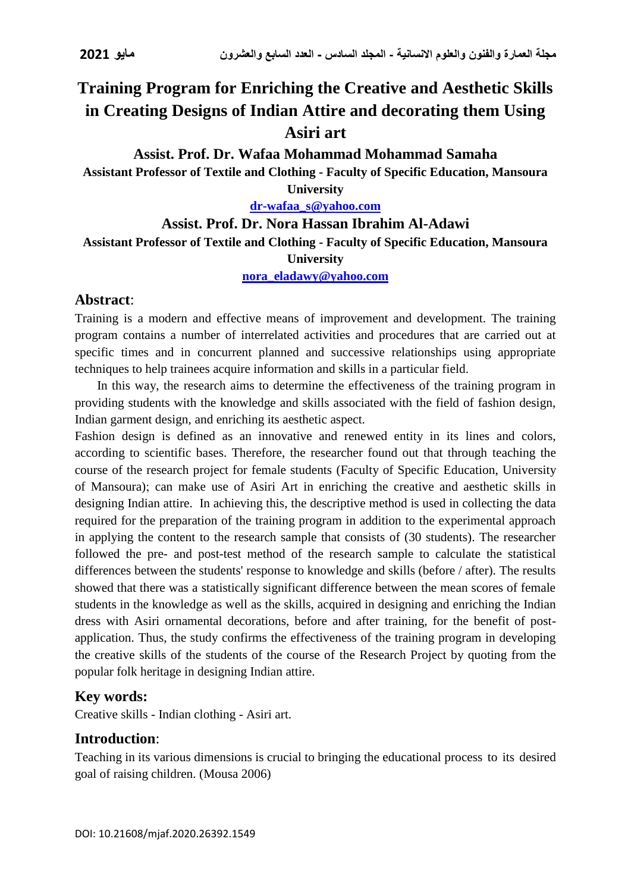# Training Program for Enriching the Creative and Aesthetic Skills in Creating Designs of Indian Attire and decorating them Using Asiri art

**Assist. Prof. Dr. Wafaa Mohammad Mohammad Samaha**

**Assistant Professor of Textile and Clothing - Faculty of Specific Education, Mansoura University**

**dr-wafaa_s@yahoo.com**

**Assist. Prof. Dr. Nora Hassan Ibrahim Al-Adawi**

**Assistant Professor of Textile and Clothing - Faculty of Specific Education, Mansoura University**

**nora_eladawy@yahoo.com**

## Abstract:

Training is a modern and effective means of improvement and development. The training program contains a number of interrelated activities and procedures that are carried out at specific times and in concurrent planned and successive relationships using appropriate techniques to help trainees acquire information and skills in a particular field.

In this way, the research aims to determine the effectiveness of the training program in providing students with the knowledge and skills associated with the field of fashion design, Indian garment design, and enriching its aesthetic aspect.

Fashion design is defined as an innovative and renewed entity in its lines and colors, according to scientific bases. Therefore, the researcher found out that through teaching the course of the research project for female students (Faculty of Specific Education, University of Mansoura); can make use of Asiri Art in enriching the creative and aesthetic skills in designing Indian attire. In achieving this, the descriptive method is used in collecting the data required for the preparation of the training program in addition to the experimental approach in applying the content to the research sample that consists of (30 students). The researcher followed the pre- and post-test method of the research sample to calculate the statistical differences between the students' response to knowledge and skills (before / after). The results showed that there was a statistically significant difference between the mean scores of female students in the knowledge as well as the skills, acquired in designing and enriching the Indian dress with Asiri ornamental decorations, before and after training, for the benefit of post-application. Thus, the study confirms the effectiveness of the training program in developing the creative skills of the students of the course of the Research Project by quoting from the popular folk heritage in designing Indian attire.

## Key words:

Creative skills - Indian clothing - Asiri art.

## Introduction:

Teaching in its various dimensions is crucial to bringing the educational process to its desired goal of raising children. (Mousa 2006)

DOI: 10.21608/mjaf.2020.26392.1549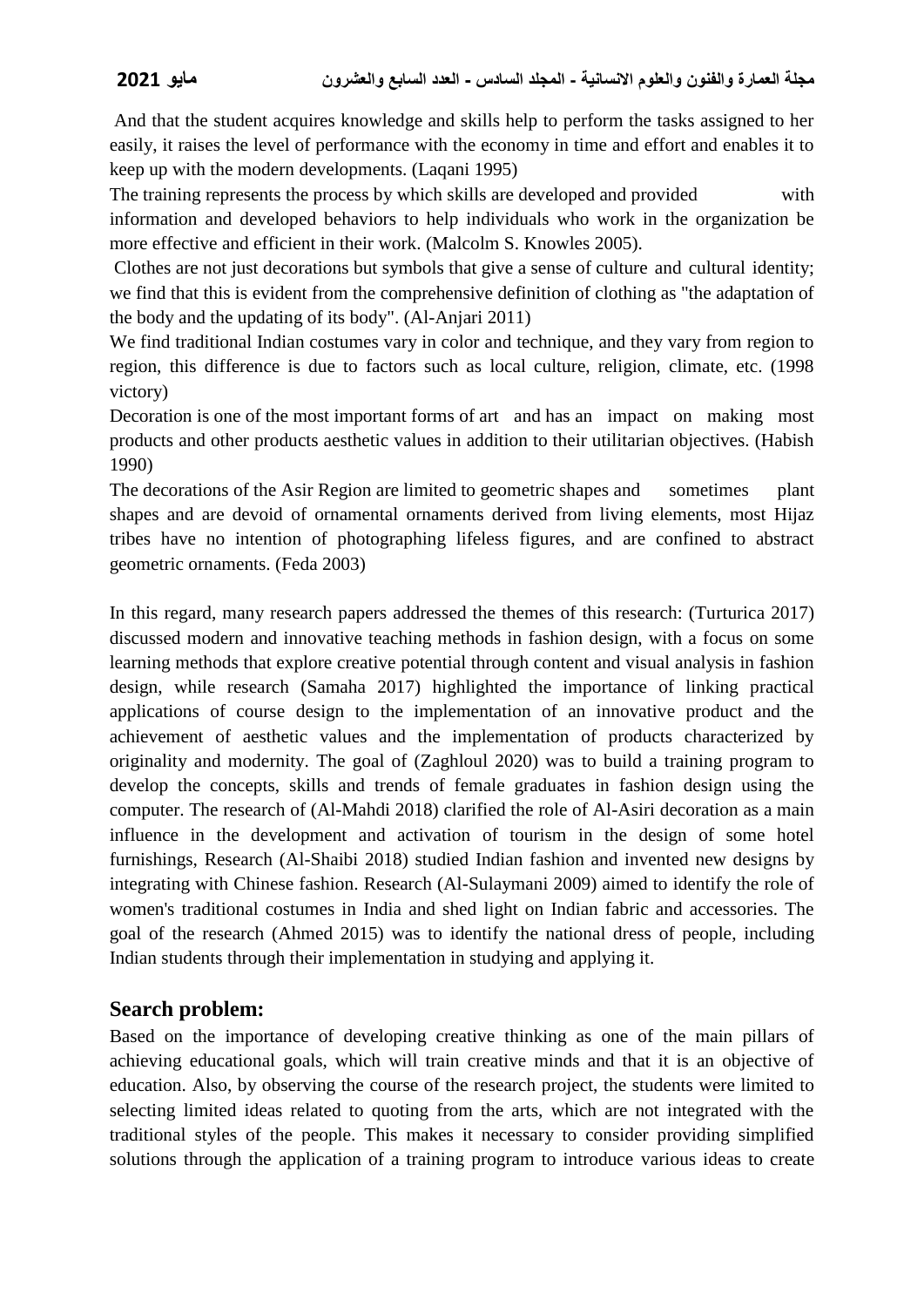And that the student acquires knowledge and skills help to perform the tasks assigned to her easily, it raises the level of performance with the economy in time and effort and enables it to keep up with the modern developments. (Laqani 1995)

The training represents the process by which skills are developed and provided with information and developed behaviors to help individuals who work in the organization be more effective and efficient in their work. (Malcolm S. Knowles 2005).

Clothes are not just decorations but symbols that give a sense of culture and cultural identity; we find that this is evident from the comprehensive definition of clothing as "the adaptation of the body and the updating of its body". (Al-Anjari 2011)

We find traditional Indian costumes vary in color and technique, and they vary from region to region, this difference is due to factors such as local culture, religion, climate, etc. (1998 victory)

Decoration is one of the most important forms of art and has an impact on making most products and other products aesthetic values in addition to their utilitarian objectives. (Habish 1990)

The decorations of the Asir Region are limited to geometric shapes and sometimes plant shapes and are devoid of ornamental ornaments derived from living elements, most Hijaz tribes have no intention of photographing lifeless figures, and are confined to abstract geometric ornaments. (Feda 2003)

In this regard, many research papers addressed the themes of this research: (Turturica 2017) discussed modern and innovative teaching methods in fashion design, with a focus on some learning methods that explore creative potential through content and visual analysis in fashion design, while research (Samaha 2017) highlighted the importance of linking practical applications of course design to the implementation of an innovative product and the achievement of aesthetic values and the implementation of products characterized by originality and modernity. The goal of (Zaghloul 2020) was to build a training program to develop the concepts, skills and trends of female graduates in fashion design using the computer. The research of (Al-Mahdi 2018) clarified the role of Al-Asiri decoration as a main influence in the development and activation of tourism in the design of some hotel furnishings, Research (Al-Shaibi 2018) studied Indian fashion and invented new designs by integrating with Chinese fashion. Research (Al-Sulaymani 2009) aimed to identify the role of women's traditional costumes in India and shed light on Indian fabric and accessories. The goal of the research (Ahmed 2015) was to identify the national dress of people, including Indian students through their implementation in studying and applying it.

## Search problem:

Based on the importance of developing creative thinking as one of the main pillars of achieving educational goals, which will train creative minds and that it is an objective of education. Also, by observing the course of the research project, the students were limited to selecting limited ideas related to quoting from the arts, which are not integrated with the traditional styles of the people. This makes it necessary to consider providing simplified solutions through the application of a training program to introduce various ideas to create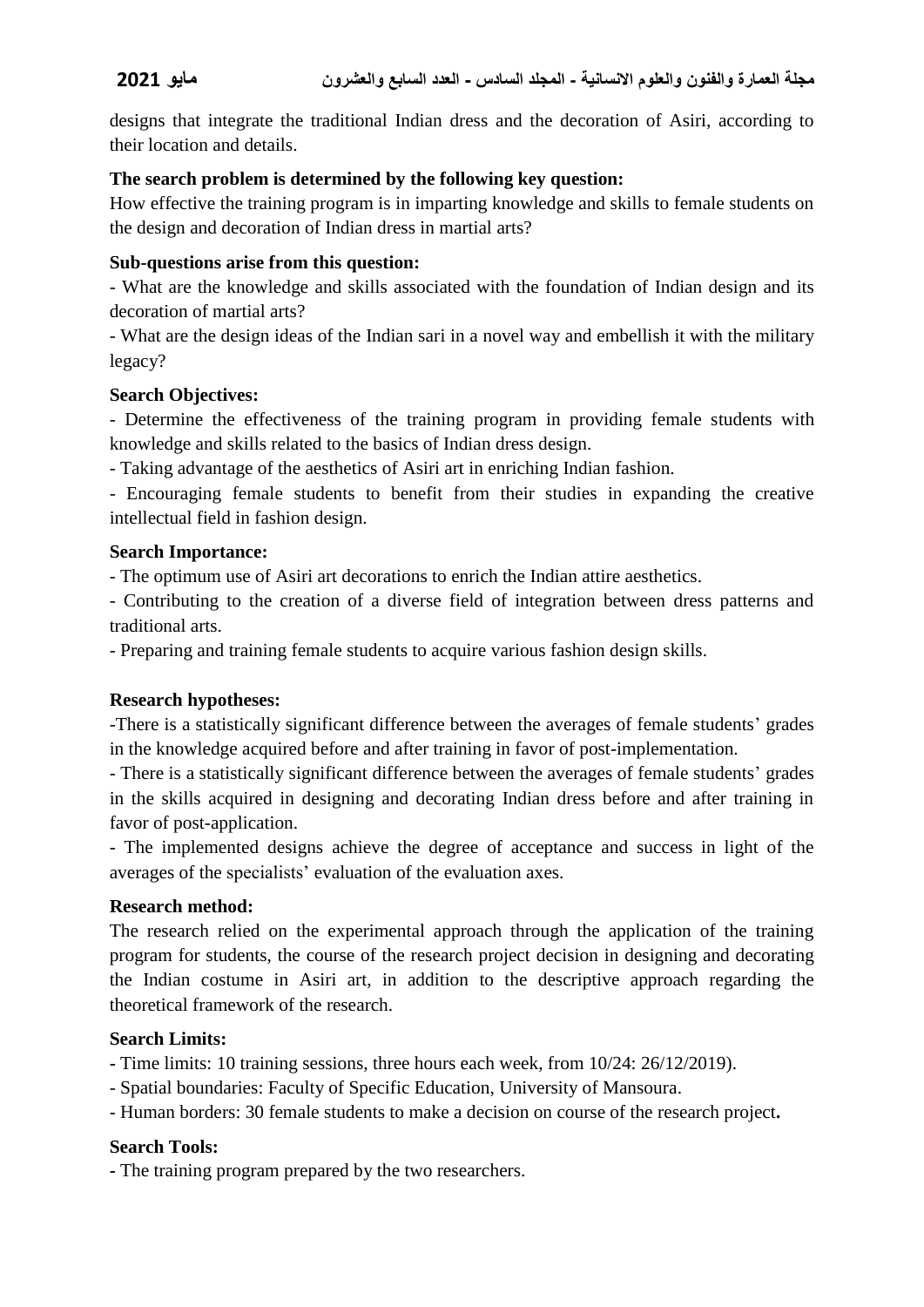designs that integrate the traditional Indian dress and the decoration of Asiri, according to their location and details.

**The search problem is determined by the following key question:**

How effective the training program is in imparting knowledge and skills to female students on the design and decoration of Indian dress in martial arts?

**Sub-questions arise from this question:**

- What are the knowledge and skills associated with the foundation of Indian design and its decoration of martial arts?
- What are the design ideas of the Indian sari in a novel way and embellish it with the military legacy?

**Search Objectives:**

- Determine the effectiveness of the training program in providing female students with knowledge and skills related to the basics of Indian dress design.
- Taking advantage of the aesthetics of Asiri art in enriching Indian fashion.
- Encouraging female students to benefit from their studies in expanding the creative intellectual field in fashion design.

**Search Importance:**

- The optimum use of Asiri art decorations to enrich the Indian attire aesthetics.
- Contributing to the creation of a diverse field of integration between dress patterns and traditional arts.
- Preparing and training female students to acquire various fashion design skills.

**Research hypotheses:**

-There is a statistically significant difference between the averages of female students' grades in the knowledge acquired before and after training in favor of post-implementation.

- There is a statistically significant difference between the averages of female students' grades in the skills acquired in designing and decorating Indian dress before and after training in favor of post-application.
- The implemented designs achieve the degree of acceptance and success in light of the averages of the specialists' evaluation of the evaluation axes.

**Research method:**

The research relied on the experimental approach through the application of the training program for students, the course of the research project decision in designing and decorating the Indian costume in Asiri art, in addition to the descriptive approach regarding the theoretical framework of the research.

**Search Limits:**

- Time limits: 10 training sessions, three hours each week, from 10/24: 26/12/2019).
- Spatial boundaries: Faculty of Specific Education, University of Mansoura.
- Human borders: 30 female students to make a decision on course of the research project**.**

**Search Tools:**

- The training program prepared by the two researchers.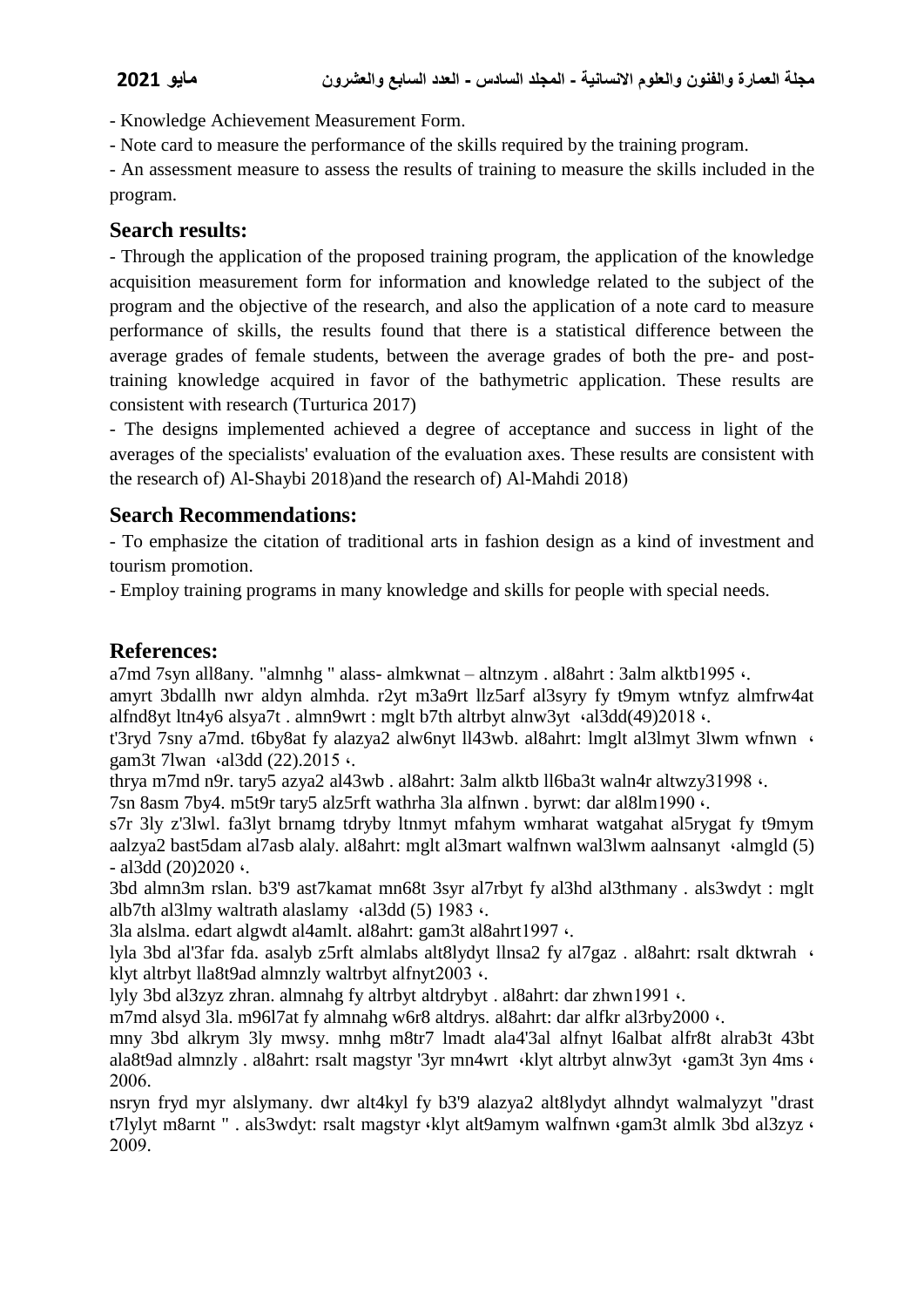- Knowledge Achievement Measurement Form.

- Note card to measure the performance of the skills required by the training program.

- An assessment measure to assess the results of training to measure the skills included in the program.

## Search results:

- Through the application of the proposed training program, the application of the knowledge acquisition measurement form for information and knowledge related to the subject of the program and the objective of the research, and also the application of a note card to measure performance of skills, the results found that there is a statistical difference between the average grades of female students, between the average grades of both the pre- and post-training knowledge acquired in favor of the bathymetric application. These results are consistent with research (Turturica 2017)

- The designs implemented achieved a degree of acceptance and success in light of the averages of the specialists' evaluation of the evaluation axes. These results are consistent with the research of) Al-Shaybi 2018)and the research of) Al-Mahdi 2018)

## Search Recommendations:

- To emphasize the citation of traditional arts in fashion design as a kind of investment and tourism promotion.

- Employ training programs in many knowledge and skills for people with special needs.

## References:

a7md 7syn all8any. "almnhg " alass- almkwnat – altnzym . al8ahrt : 3alm alktb1995 ،.

amyrt 3bdallh nwr aldyn almhda. r2yt m3a9rt llz5arf al3syry fy t9mym wtnfyz almfrw4at alfnd8yt ltn4y6 alsya7t . almn9wrt : mglt b7th altrbyt alnw3yt ،al3dd(49)2018 ،.

t'3ryd 7sny a7md. t6by8at fy alazya2 alw6nyt ll43wb. al8ahrt: lmglt al3lmyt 3lwm wfnwn ، gam3t 7lwan ،al3dd (22).2015 ،.

thrya m7md n9r. tary5 azya2 al43wb . al8ahrt: 3alm alktb ll6ba3t waln4r altwzy31998 ،.

7sn 8asm 7by4. m5t9r tary5 alz5rft wathrha 3la alfnwn . byrwt: dar al8lm1990 ،.

s7r 3ly z'3lwl. fa3lyt brnamg tdryby ltnmyt mfahym wmharat watgahat al5rygat fy t9mym aalzya2 bast5dam al7asb alaly. al8ahrt: mglt al3mart walfnwn wal3lwm aalnsanyt ،almgld (5) - al3dd (20)2020 ،.

3bd almn3m rslan. b3'9 ast7kamat mn68t 3syr al7rbyt fy al3hd al3thmany . als3wdyt : mglt alb7th al3lmy waltrath alaslamy ،al3dd (5) 1983 ،.

3la alslma. edart algwdt al4amlt. al8ahrt: gam3t al8ahrt1997 ،.

lyla 3bd al'3far fda. asalyb z5rft almlabs alt8lydyt llnsa2 fy al7gaz . al8ahrt: rsalt dktwrah ، klyt altrbyt lla8t9ad almnzly waltrbyt alfnyt2003 ،.

lyly 3bd al3zyz zhran. almnahg fy altrbyt altdrybyt . al8ahrt: dar zhwn1991 ،.

m7md alsyd 3la. m96l7at fy almnahg w6r8 altdrys. al8ahrt: dar alfkr al3rby2000 ،.

mny 3bd alkrym 3ly mwsy. mnhg m8tr7 lmadt ala4'3al alfnyt l6albat alfr8t alrab3t 43bt ala8t9ad almnzly . al8ahrt: rsalt magstyr '3yr mn4wrt ،klyt altrbyt alnw3yt ،gam3t 3yn 4ms ، 2006.

nsryn fryd myr alslymany. dwr alt4kyl fy b3'9 alazya2 alt8lydyt alhndyt walmalyzyt "drast t7lylyt m8arnt " . als3wdyt: rsalt magstyr ،klyt alt9amym walfnwn ،gam3t almlk 3bd al3zyz ، 2009.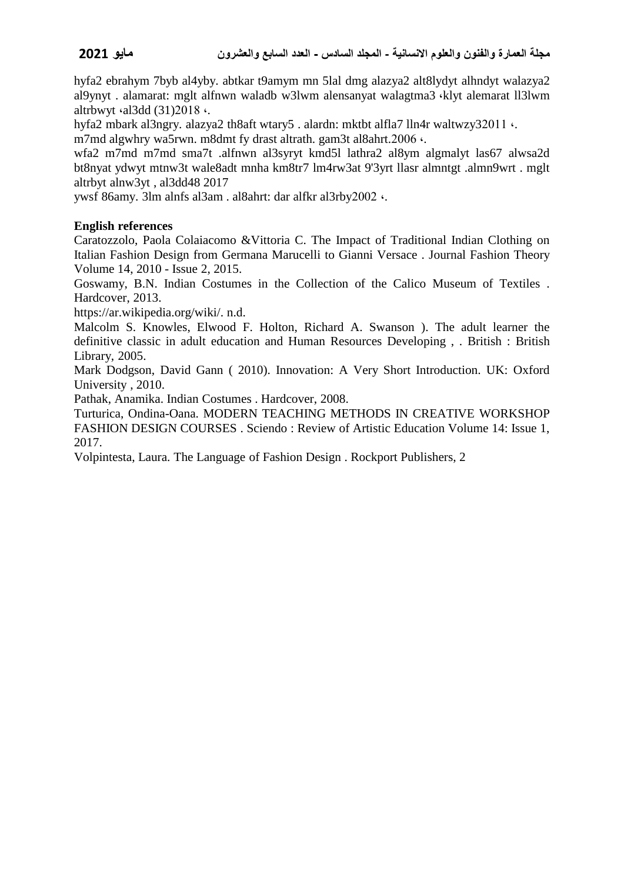hyfa2 ebrahym 7byb al4yby. abtkar t9amym mn 5lal dmg alazya2 alt8lydyt alhndyt walazya2 al9ynyt . alamarat: mglt alfnwn waladb w3lwm alensanyat walagtma3 ،klyt alemarat ll3lwm altrbwyt ،al3dd (31)2018 ،.

hyfa2 mbark al3ngry. alazya2 th8aft wtary5 . alardn: mktbt alfla7 lln4r waltwzy32011 ،.

m7md algwhry wa5rwn. m8dmt fy drast altrath. gam3t al8ahrt.2006 ،.

wfa2 m7md m7md sma7t .alfnwn al3syryt kmd5l lathra2 al8ym algmalyt las67 alwsa2d bt8nyat ydwyt mtnw3t wale8adt mnha km8tr7 lm4rw3at 9'3yrt llasr almntgt .almn9wrt . mglt altrbyt alnw3yt , al3dd48 2017

ywsf 86amy. 3lm alnfs al3am . al8ahrt: dar alfkr al3rby2002 ،.

**English references**

Caratozzolo, Paola Colaiacomo &Vittoria C. The Impact of Traditional Indian Clothing on Italian Fashion Design from Germana Marucelli to Gianni Versace . Journal Fashion Theory Volume 14, 2010 - Issue 2, 2015.

Goswamy, B.N. Indian Costumes in the Collection of the Calico Museum of Textiles . Hardcover, 2013.

https://ar.wikipedia.org/wiki/. n.d.

Malcolm S. Knowles, Elwood F. Holton, Richard A. Swanson ). The adult learner the definitive classic in adult education and Human Resources Developing , . British : British Library, 2005.

Mark Dodgson, David Gann ( 2010). Innovation: A Very Short Introduction. UK: Oxford University , 2010.

Pathak, Anamika. Indian Costumes . Hardcover, 2008.

Turturica, Ondina-Oana. MODERN TEACHING METHODS IN CREATIVE WORKSHOP FASHION DESIGN COURSES . Sciendo : Review of Artistic Education Volume 14: Issue 1, 2017.

Volpintesta, Laura. The Language of Fashion Design . Rockport Publishers, 2